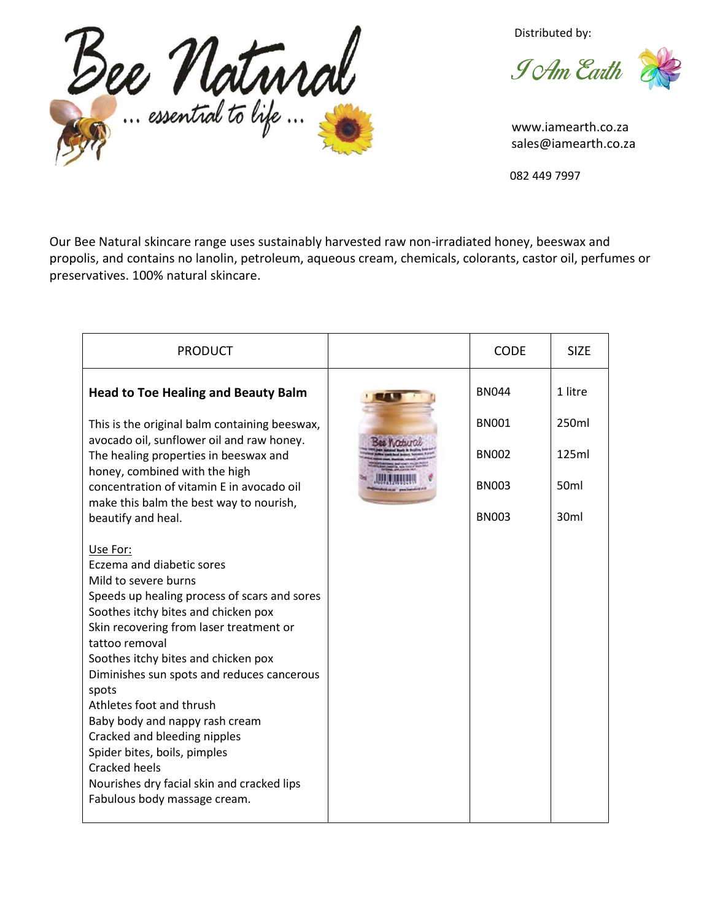# Bee Natural

*... essential to life ...*

Distributed by:

*I Am Earth*

www.iamearth.co.za
sales@iamearth.co.za

082 449 7997

Our Bee Natural skincare range uses sustainably harvested raw non-irradiated honey, beeswax and propolis, and contains no lanolin, petroleum, aqueous cream, chemicals, colorants, castor oil, perfumes or preservatives. 100% natural skincare.

| PRODUCT | | CODE | SIZE |
|---|---|---|---|
| **Head to Toe Healing and Beauty Balm**<br><br>This is the original balm containing beeswax, avocado oil, sunflower oil and raw honey. The healing properties in beeswax and honey, combined with the high concentration of vitamin E in avocado oil make this balm the best way to nourish, beautify and heal.<br><br><u>Use For:</u><br>Eczema and diabetic sores<br>Mild to severe burns<br>Speeds up healing process of scars and sores<br>Soothes itchy bites and chicken pox<br>Skin recovering from laser treatment or tattoo removal<br>Soothes itchy bites and chicken pox<br>Diminishes sun spots and reduces cancerous spots<br>Athletes foot and thrush<br>Baby body and nappy rash cream<br>Cracked and bleeding nipples<br>Spider bites, boils, pimples<br>Cracked heels<br>Nourishes dry facial skin and cracked lips<br>Fabulous body massage cream. | | BN044<br>BN001<br>BN002<br>BN003<br>BN003 | 1 litre<br>250ml<br>125ml<br>50ml<br>30ml |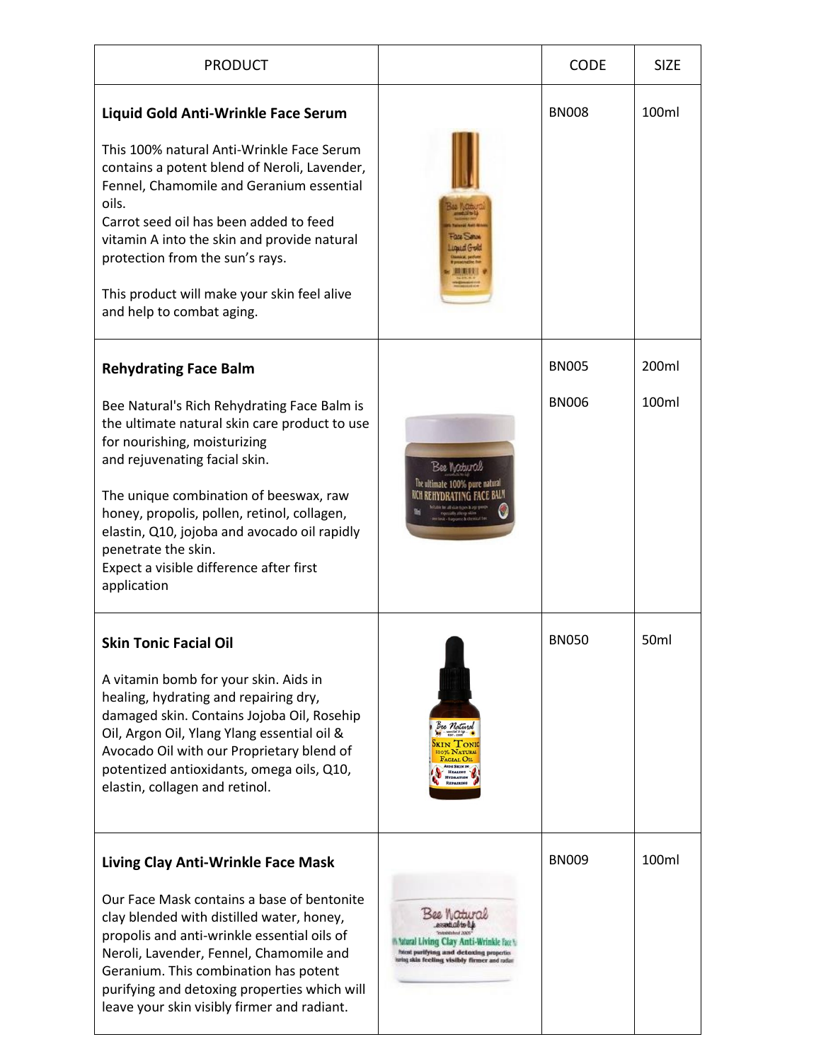| PRODUCT | | CODE | SIZE |
|---|---|---|---|
| **Liquid Gold Anti-Wrinkle Face Serum**<br><br>This 100% natural Anti-Wrinkle Face Serum contains a potent blend of Neroli, Lavender, Fennel, Chamomile and Geranium essential oils.<br>Carrot seed oil has been added to feed vitamin A into the skin and provide natural protection from the sun's rays.<br><br>This product will make your skin feel alive and help to combat aging. | | BN008 | 100ml |
| **Rehydrating Face Balm**<br><br>Bee Natural's Rich Rehydrating Face Balm is the ultimate natural skin care product to use for nourishing, moisturizing and rejuvenating facial skin.<br><br>The unique combination of beeswax, raw honey, propolis, pollen, retinol, collagen, elastin, Q10, jojoba and avocado oil rapidly penetrate the skin.<br>Expect a visible difference after first application | | BN005<br><br>BN006 | 200ml<br><br>100ml |
| **Skin Tonic Facial Oil**<br><br>A vitamin bomb for your skin. Aids in healing, hydrating and repairing dry, damaged skin. Contains Jojoba Oil, Rosehip Oil, Argon Oil, Ylang Ylang essential oil & Avocado Oil with our Proprietary blend of potentized antioxidants, omega oils, Q10, elastin, collagen and retinol. | | BN050 | 50ml |
| **Living Clay Anti-Wrinkle Face Mask**<br><br>Our Face Mask contains a base of bentonite clay blended with distilled water, honey, propolis and anti-wrinkle essential oils of Neroli, Lavender, Fennel, Chamomile and Geranium. This combination has potent purifying and detoxing properties which will leave your skin visibly firmer and radiant. | | BN009 | 100ml |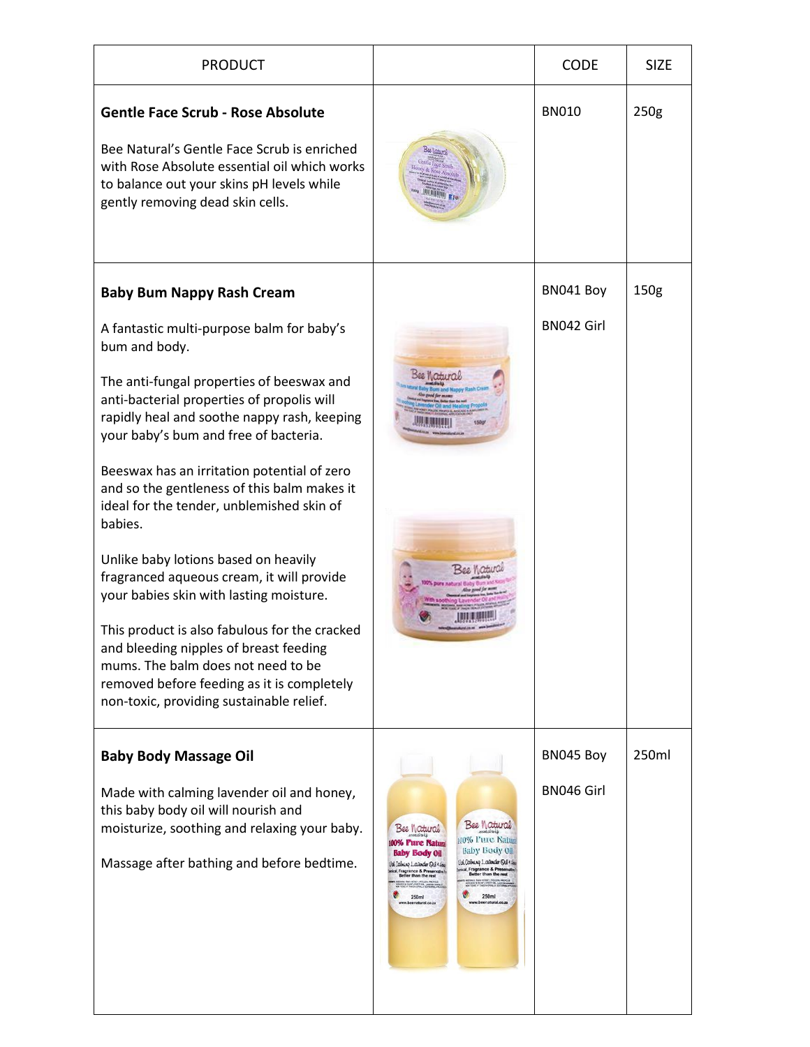| PRODUCT | | CODE | SIZE |
|---|---|---|---|
| **Gentle Face Scrub - Rose Absolute**<br><br>Bee Natural's Gentle Face Scrub is enriched with Rose Absolute essential oil which works to balance out your skins pH levels while gently removing dead skin cells. | | BN010 | 250g |
| **Baby Bum Nappy Rash Cream**<br><br>A fantastic multi-purpose balm for baby's bum and body.<br><br>The anti-fungal properties of beeswax and anti-bacterial properties of propolis will rapidly heal and soothe nappy rash, keeping your baby's bum and free of bacteria.<br><br>Beeswax has an irritation potential of zero and so the gentleness of this balm makes it ideal for the tender, unblemished skin of babies.<br><br>Unlike baby lotions based on heavily fragranced aqueous cream, it will provide your babies skin with lasting moisture.<br><br>This product is also fabulous for the cracked and bleeding nipples of breast feeding mums. The balm does not need to be removed before feeding as it is completely non-toxic, providing sustainable relief. | | BN041 Boy<br><br>BN042 Girl | 150g |
| **Baby Body Massage Oil**<br><br>Made with calming lavender oil and honey, this baby body oil will nourish and moisturize, soothing and relaxing your baby.<br><br>Massage after bathing and before bedtime. | | BN045 Boy<br><br>BN046 Girl | 250ml |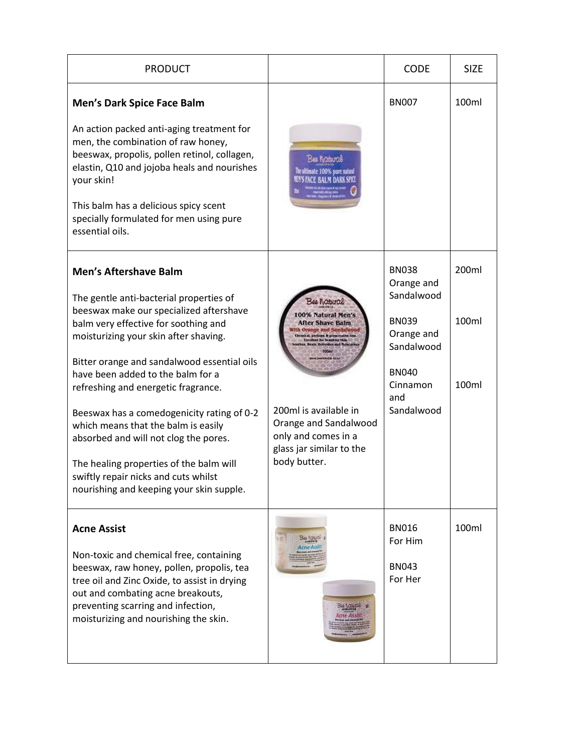| PRODUCT | | CODE | SIZE |
|---|---|---|---|
| **Men's Dark Spice Face Balm**<br><br>An action packed anti-aging treatment for men, the combination of raw honey, beeswax, propolis, pollen retinol, collagen, elastin, Q10 and jojoba heals and nourishes your skin!<br><br>This balm has a delicious spicy scent specially formulated for men using pure essential oils. | | BN007 | 100ml |
| **Men's Aftershave Balm**<br><br>The gentle anti-bacterial properties of beeswax make our specialized aftershave balm very effective for soothing and moisturizing your skin after shaving.<br><br>Bitter orange and sandalwood essential oils have been added to the balm for a refreshing and energetic fragrance.<br><br>Beeswax has a comedogenicity rating of 0-2 which means that the balm is easily absorbed and will not clog the pores.<br><br>The healing properties of the balm will swiftly repair nicks and cuts whilst nourishing and keeping your skin supple. | 200ml is available in Orange and Sandalwood only and comes in a glass jar similar to the body butter. | BN038 Orange and Sandalwood<br><br>BN039 Orange and Sandalwood<br><br>BN040 Cinnamon and Sandalwood | 200ml<br><br>100ml<br><br>100ml |
| **Acne Assist**<br><br>Non-toxic and chemical free, containing beeswax, raw honey, pollen, propolis, tea tree oil and Zinc Oxide, to assist in drying out and combating acne breakouts, preventing scarring and infection, moisturizing and nourishing the skin. | | BN016 For Him<br><br>BN043 For Her | 100ml |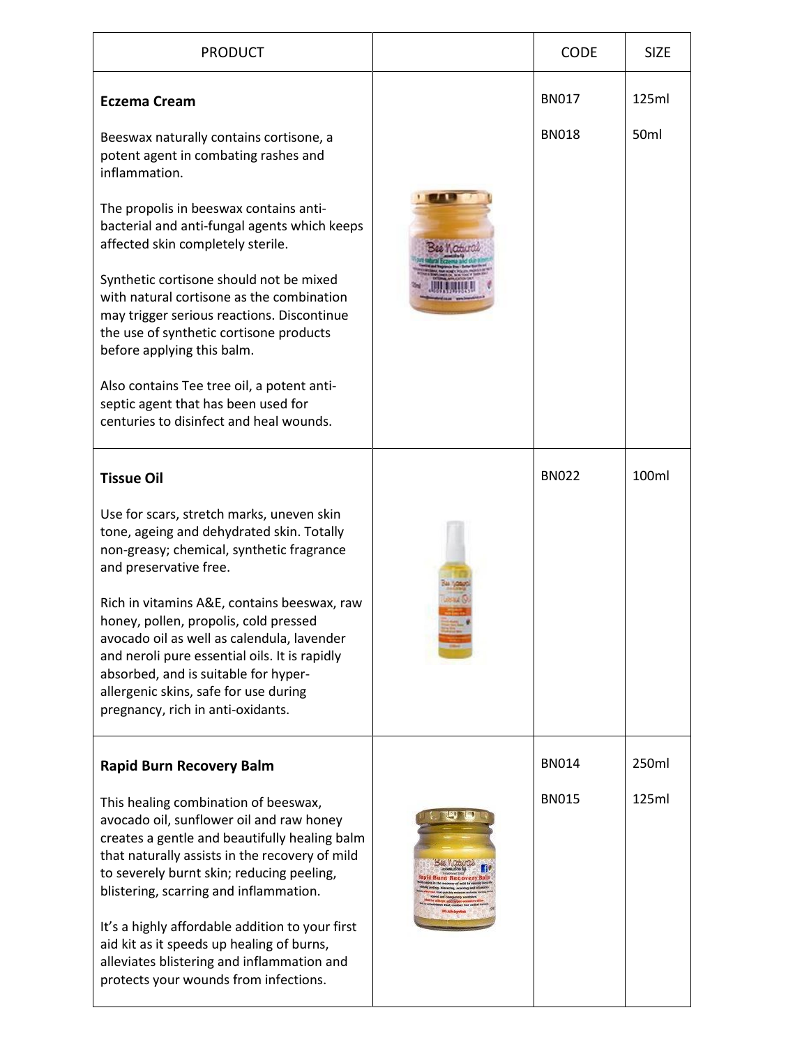| PRODUCT | | CODE | SIZE |
|---|---|---|---|
| **Eczema Cream**<br><br>Beeswax naturally contains cortisone, a potent agent in combating rashes and inflammation.<br><br>The propolis in beeswax contains anti-bacterial and anti-fungal agents which keeps affected skin completely sterile.<br><br>Synthetic cortisone should not be mixed with natural cortisone as the combination may trigger serious reactions. Discontinue the use of synthetic cortisone products before applying this balm.<br><br>Also contains Tee tree oil, a potent anti-septic agent that has been used for centuries to disinfect and heal wounds. | | BN017<br><br>BN018 | 125ml<br><br>50ml |
| **Tissue Oil**<br><br>Use for scars, stretch marks, uneven skin tone, ageing and dehydrated skin. Totally non-greasy; chemical, synthetic fragrance and preservative free.<br><br>Rich in vitamins A&E, contains beeswax, raw honey, pollen, propolis, cold pressed avocado oil as well as calendula, lavender and neroli pure essential oils. It is rapidly absorbed, and is suitable for hyper-allergenic skins, safe for use during pregnancy, rich in anti-oxidants. | | BN022 | 100ml |
| **Rapid Burn Recovery Balm**<br><br>This healing combination of beeswax, avocado oil, sunflower oil and raw honey creates a gentle and beautifully healing balm that naturally assists in the recovery of mild to severely burnt skin; reducing peeling, blistering, scarring and inflammation.<br><br>It's a highly affordable addition to your first aid kit as it speeds up healing of burns, alleviates blistering and inflammation and protects your wounds from infections. | | BN014<br><br>BN015 | 250ml<br><br>125ml |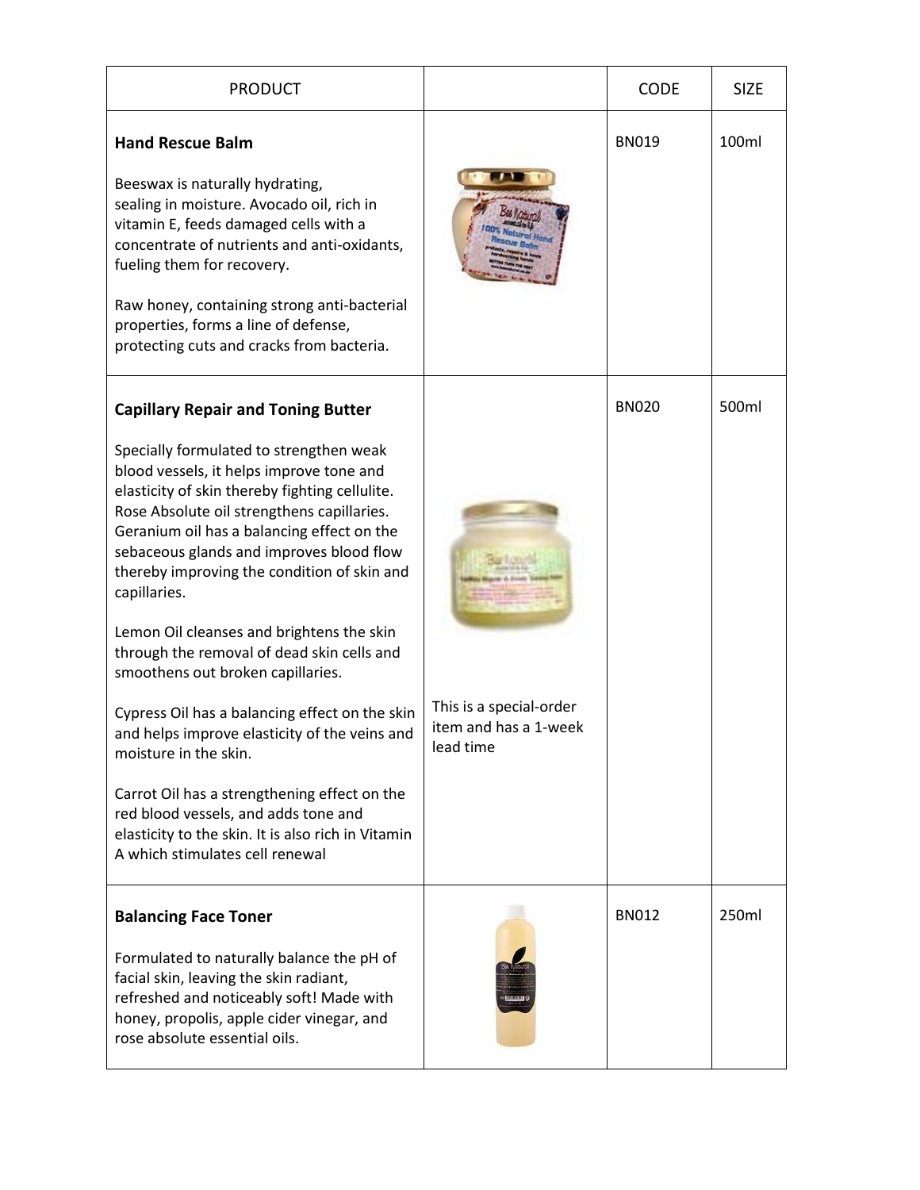| PRODUCT | | CODE | SIZE |
|---|---|---|---|
| **Hand Rescue Balm**<br><br>Beeswax is naturally hydrating, sealing in moisture. Avocado oil, rich in vitamin E, feeds damaged cells with a concentrate of nutrients and anti-oxidants, fueling them for recovery.<br><br>Raw honey, containing strong anti-bacterial properties, forms a line of defense, protecting cuts and cracks from bacteria. | | BN019 | 100ml |
| **Capillary Repair and Toning Butter**<br><br>Specially formulated to strengthen weak blood vessels, it helps improve tone and elasticity of skin thereby fighting cellulite. Rose Absolute oil strengthens capillaries. Geranium oil has a balancing effect on the sebaceous glands and improves blood flow thereby improving the condition of skin and capillaries.<br><br>Lemon Oil cleanses and brightens the skin through the removal of dead skin cells and smoothens out broken capillaries.<br><br>Cypress Oil has a balancing effect on the skin and helps improve elasticity of the veins and moisture in the skin.<br><br>Carrot Oil has a strengthening effect on the red blood vessels, and adds tone and elasticity to the skin. It is also rich in Vitamin A which stimulates cell renewal | This is a special-order item and has a 1-week lead time | BN020 | 500ml |
| **Balancing Face Toner**<br><br>Formulated to naturally balance the pH of facial skin, leaving the skin radiant, refreshed and noticeably soft! Made with honey, propolis, apple cider vinegar, and rose absolute essential oils. | | BN012 | 250ml |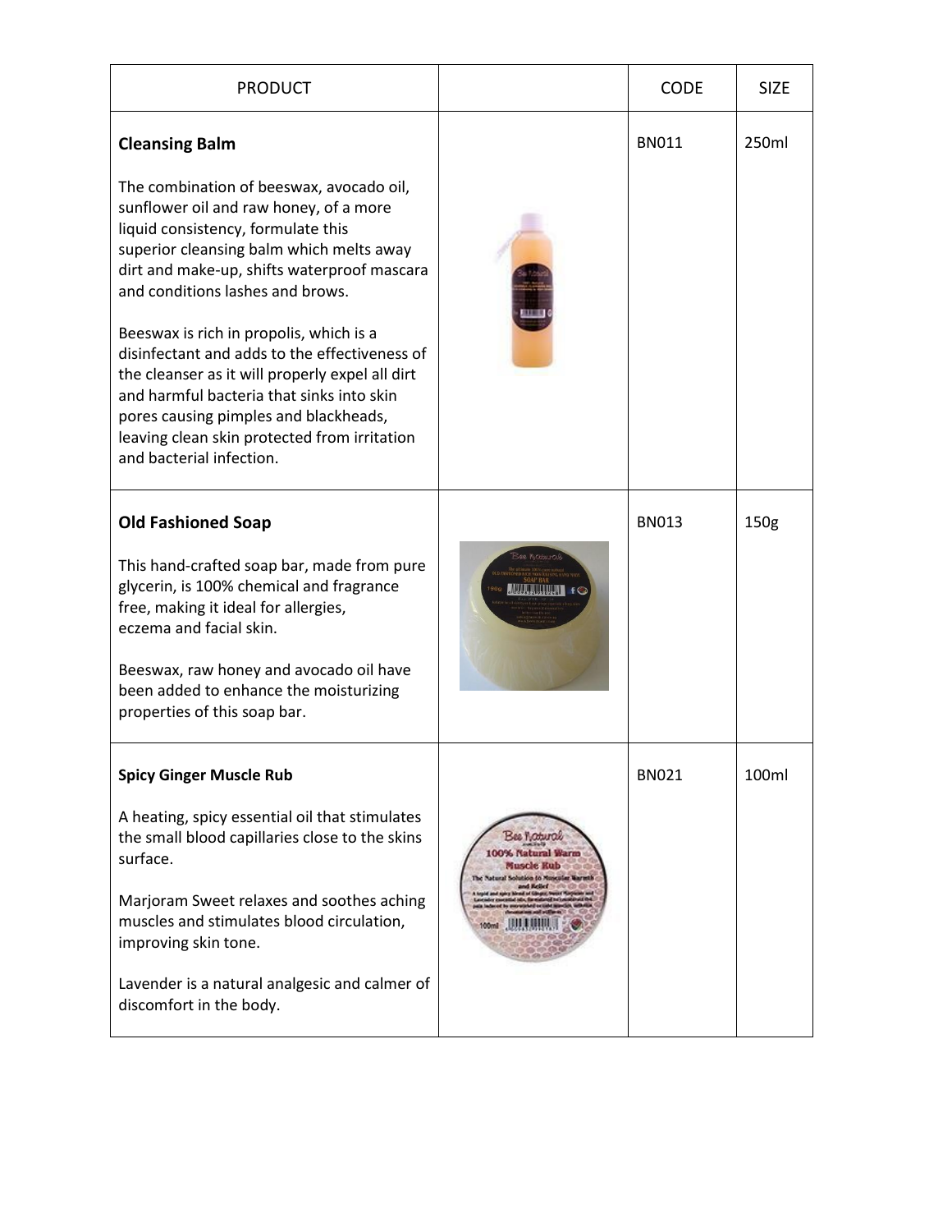| PRODUCT | | CODE | SIZE |
|---|---|---|---|
| **Cleansing Balm**<br><br>The combination of beeswax, avocado oil, sunflower oil and raw honey, of a more liquid consistency, formulate this superior cleansing balm which melts away dirt and make-up, shifts waterproof mascara and conditions lashes and brows.<br><br>Beeswax is rich in propolis, which is a disinfectant and adds to the effectiveness of the cleanser as it will properly expel all dirt and harmful bacteria that sinks into skin pores causing pimples and blackheads, leaving clean skin protected from irritation and bacterial infection. | | BN011 | 250ml |
| **Old Fashioned Soap**<br><br>This hand-crafted soap bar, made from pure glycerin, is 100% chemical and fragrance free, making it ideal for allergies, eczema and facial skin.<br><br>Beeswax, raw honey and avocado oil have been added to enhance the moisturizing properties of this soap bar. | | BN013 | 150g |
| **Spicy Ginger Muscle Rub**<br><br>A heating, spicy essential oil that stimulates the small blood capillaries close to the skins surface.<br><br>Marjoram Sweet relaxes and soothes aching muscles and stimulates blood circulation, improving skin tone.<br><br>Lavender is a natural analgesic and calmer of discomfort in the body. | | BN021 | 100ml |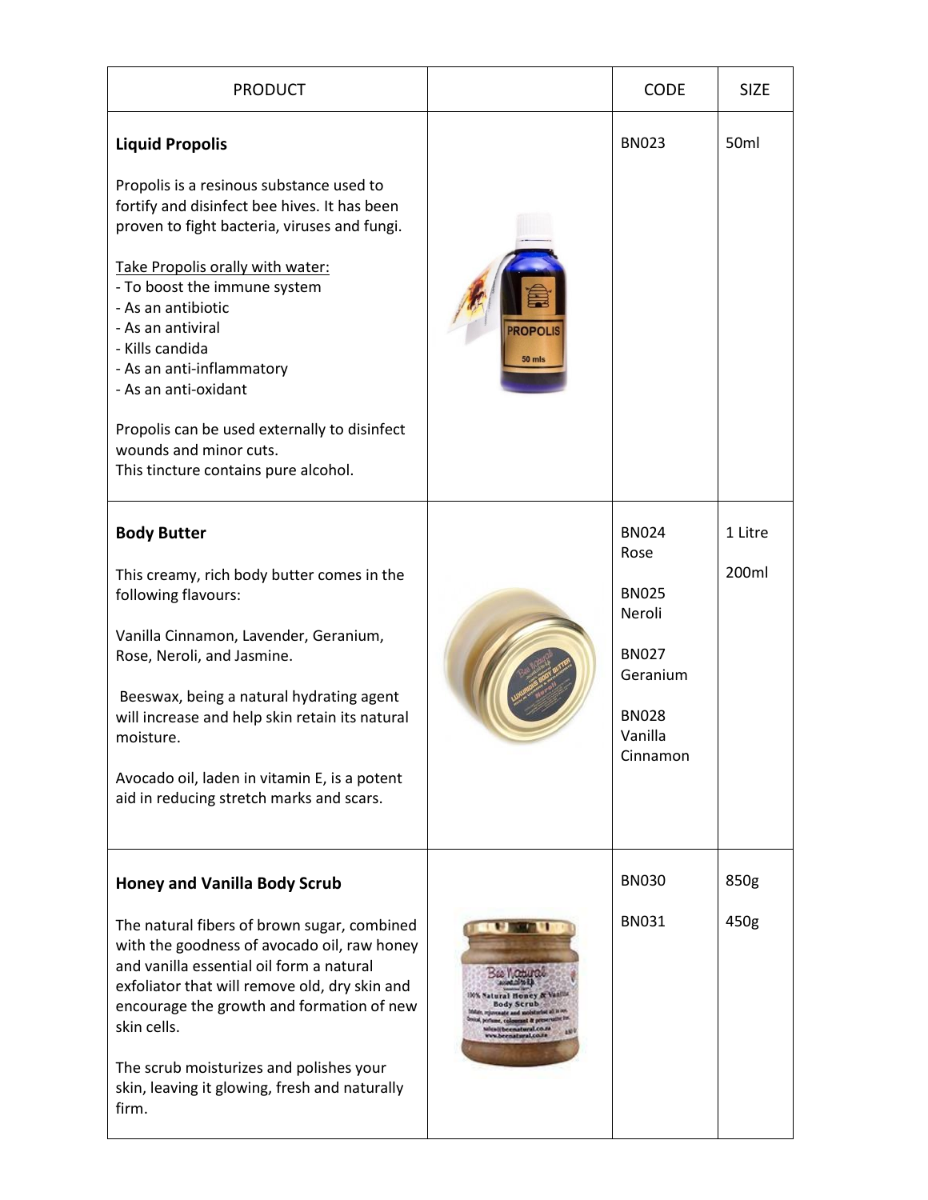| PRODUCT | | CODE | SIZE |
|---|---|---|---|
| **Liquid Propolis**<br><br>Propolis is a resinous substance used to fortify and disinfect bee hives. It has been proven to fight bacteria, viruses and fungi.<br><br><u>Take Propolis orally with water:</u><br>- To boost the immune system<br>- As an antibiotic<br>- As an antiviral<br>- Kills candida<br>- As an anti-inflammatory<br>- As an anti-oxidant<br><br>Propolis can be used externally to disinfect wounds and minor cuts.<br>This tincture contains pure alcohol. | | BN023 | 50ml |
| **Body Butter**<br><br>This creamy, rich body butter comes in the following flavours:<br><br>Vanilla Cinnamon, Lavender, Geranium, Rose, Neroli, and Jasmine.<br><br>Beeswax, being a natural hydrating agent will increase and help skin retain its natural moisture.<br><br>Avocado oil, laden in vitamin E, is a potent aid in reducing stretch marks and scars. | | BN024 Rose<br><br>BN025 Neroli<br><br>BN027 Geranium<br><br>BN028 Vanilla Cinnamon | 1 Litre<br><br>200ml |
| **Honey and Vanilla Body Scrub**<br><br>The natural fibers of brown sugar, combined with the goodness of avocado oil, raw honey and vanilla essential oil form a natural exfoliator that will remove old, dry skin and encourage the growth and formation of new skin cells.<br><br>The scrub moisturizes and polishes your skin, leaving it glowing, fresh and naturally firm. | | BN030<br><br>BN031 | 850g<br><br>450g |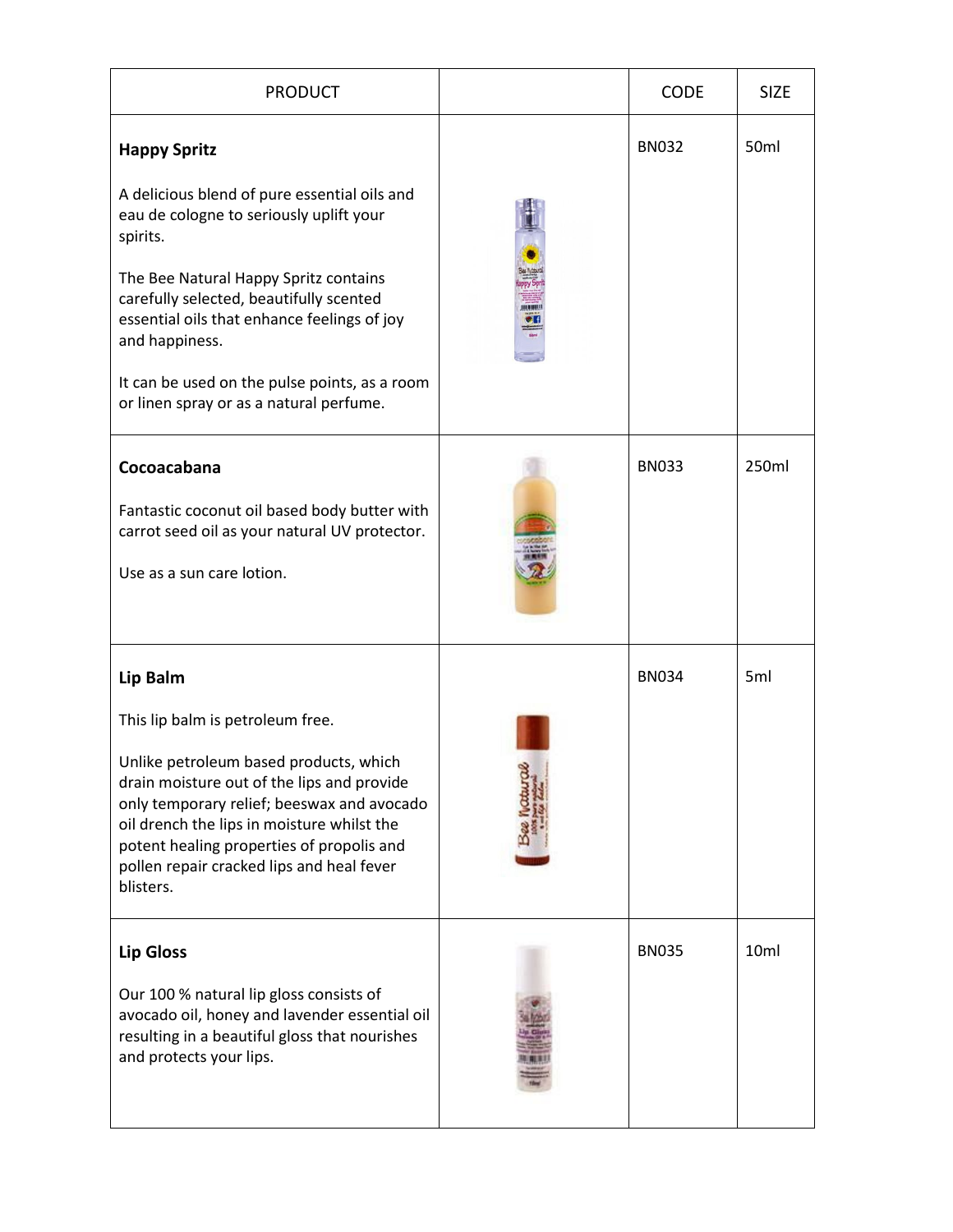| PRODUCT | | CODE | SIZE |
|---|---|---|---|
| **Happy Spritz**<br><br>A delicious blend of pure essential oils and eau de cologne to seriously uplift your spirits.<br><br>The Bee Natural Happy Spritz contains carefully selected, beautifully scented essential oils that enhance feelings of joy and happiness.<br><br>It can be used on the pulse points, as a room or linen spray or as a natural perfume. | | BN032 | 50ml |
| **Cocoacabana**<br><br>Fantastic coconut oil based body butter with carrot seed oil as your natural UV protector.<br><br>Use as a sun care lotion. | | BN033 | 250ml |
| **Lip Balm**<br><br>This lip balm is petroleum free.<br><br>Unlike petroleum based products, which drain moisture out of the lips and provide only temporary relief; beeswax and avocado oil drench the lips in moisture whilst the potent healing properties of propolis and pollen repair cracked lips and heal fever blisters. | | BN034 | 5ml |
| **Lip Gloss**<br><br>Our 100 % natural lip gloss consists of avocado oil, honey and lavender essential oil resulting in a beautiful gloss that nourishes and protects your lips. | | BN035 | 10ml |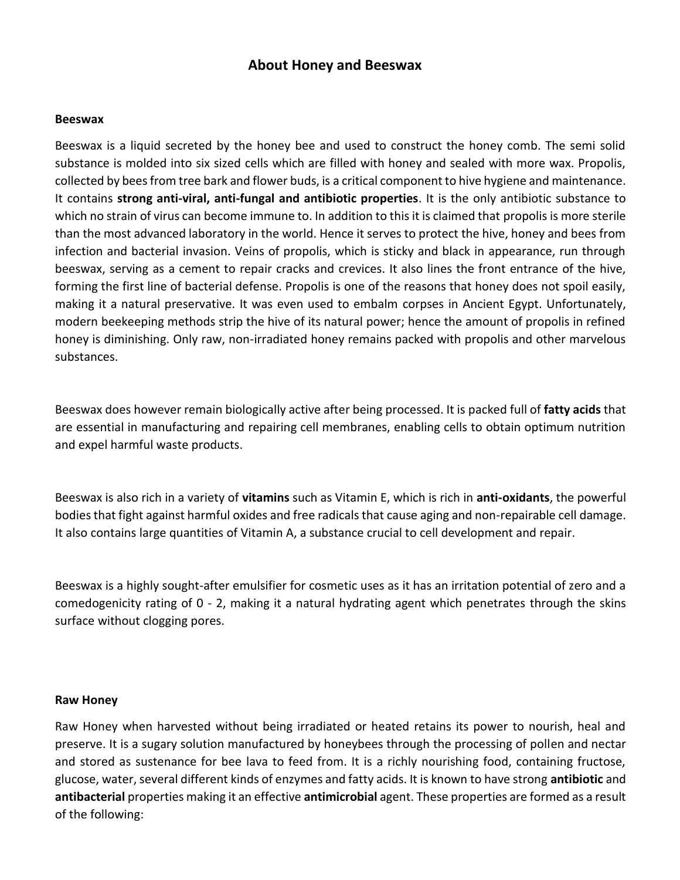# About Honey and Beeswax

**Beeswax**

Beeswax is a liquid secreted by the honey bee and used to construct the honey comb. The semi solid substance is molded into six sized cells which are filled with honey and sealed with more wax. Propolis, collected by bees from tree bark and flower buds, is a critical component to hive hygiene and maintenance. It contains **strong anti-viral, anti-fungal and antibiotic properties**. It is the only antibiotic substance to which no strain of virus can become immune to. In addition to this it is claimed that propolis is more sterile than the most advanced laboratory in the world. Hence it serves to protect the hive, honey and bees from infection and bacterial invasion. Veins of propolis, which is sticky and black in appearance, run through beeswax, serving as a cement to repair cracks and crevices. It also lines the front entrance of the hive, forming the first line of bacterial defense. Propolis is one of the reasons that honey does not spoil easily, making it a natural preservative. It was even used to embalm corpses in Ancient Egypt. Unfortunately, modern beekeeping methods strip the hive of its natural power; hence the amount of propolis in refined honey is diminishing. Only raw, non-irradiated honey remains packed with propolis and other marvelous substances.

Beeswax does however remain biologically active after being processed. It is packed full of **fatty acids** that are essential in manufacturing and repairing cell membranes, enabling cells to obtain optimum nutrition and expel harmful waste products.

Beeswax is also rich in a variety of **vitamins** such as Vitamin E, which is rich in **anti-oxidants**, the powerful bodies that fight against harmful oxides and free radicals that cause aging and non-repairable cell damage. It also contains large quantities of Vitamin A, a substance crucial to cell development and repair.

Beeswax is a highly sought-after emulsifier for cosmetic uses as it has an irritation potential of zero and a comedogenicity rating of 0 - 2, making it a natural hydrating agent which penetrates through the skins surface without clogging pores.

**Raw Honey**

Raw Honey when harvested without being irradiated or heated retains its power to nourish, heal and preserve. It is a sugary solution manufactured by honeybees through the processing of pollen and nectar and stored as sustenance for bee lava to feed from. It is a richly nourishing food, containing fructose, glucose, water, several different kinds of enzymes and fatty acids. It is known to have strong **antibiotic** and **antibacterial** properties making it an effective **antimicrobial** agent. These properties are formed as a result of the following: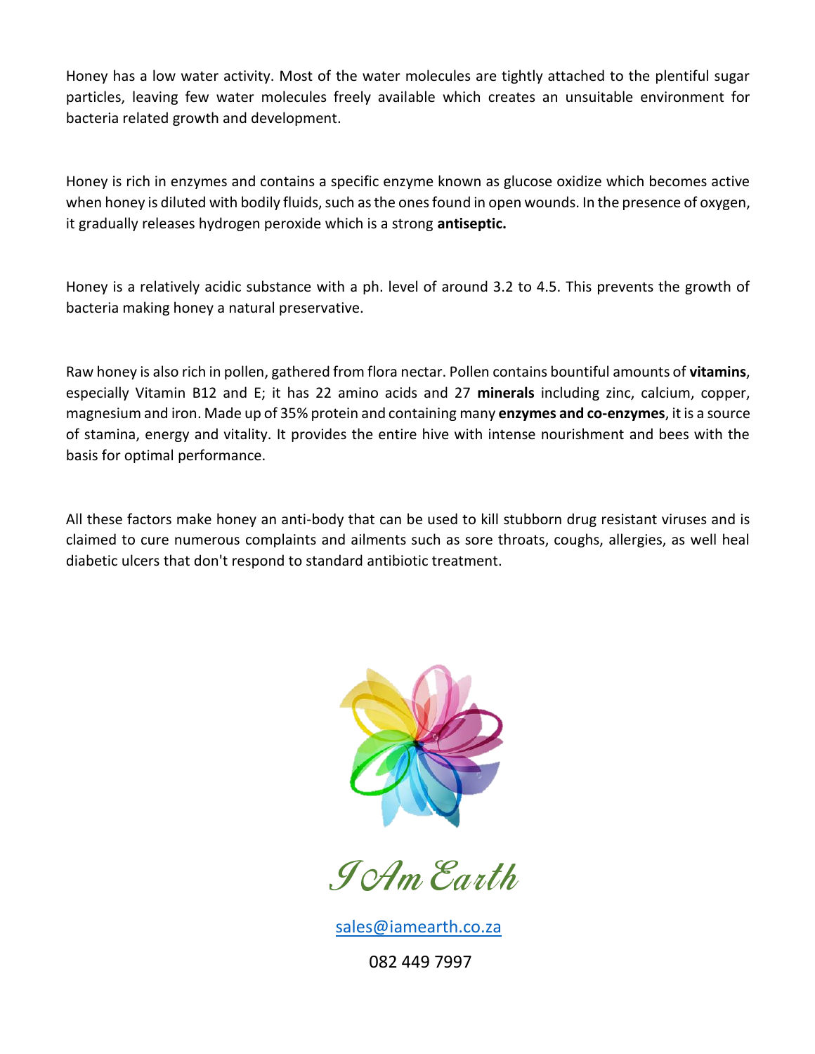Honey has a low water activity. Most of the water molecules are tightly attached to the plentiful sugar particles, leaving few water molecules freely available which creates an unsuitable environment for bacteria related growth and development.

Honey is rich in enzymes and contains a specific enzyme known as glucose oxidize which becomes active when honey is diluted with bodily fluids, such as the ones found in open wounds. In the presence of oxygen, it gradually releases hydrogen peroxide which is a strong **antiseptic.**

Honey is a relatively acidic substance with a ph. level of around 3.2 to 4.5. This prevents the growth of bacteria making honey a natural preservative.

Raw honey is also rich in pollen, gathered from flora nectar. Pollen contains bountiful amounts of **vitamins**, especially Vitamin B12 and E; it has 22 amino acids and 27 **minerals** including zinc, calcium, copper, magnesium and iron. Made up of 35% protein and containing many **enzymes and co-enzymes**, it is a source of stamina, energy and vitality. It provides the entire hive with intense nourishment and bees with the basis for optimal performance.

All these factors make honey an anti-body that can be used to kill stubborn drug resistant viruses and is claimed to cure numerous complaints and ailments such as sore throats, coughs, allergies, as well heal diabetic ulcers that don't respond to standard antibiotic treatment.

*I Am Earth*

sales@iamearth.co.za

082 449 7997